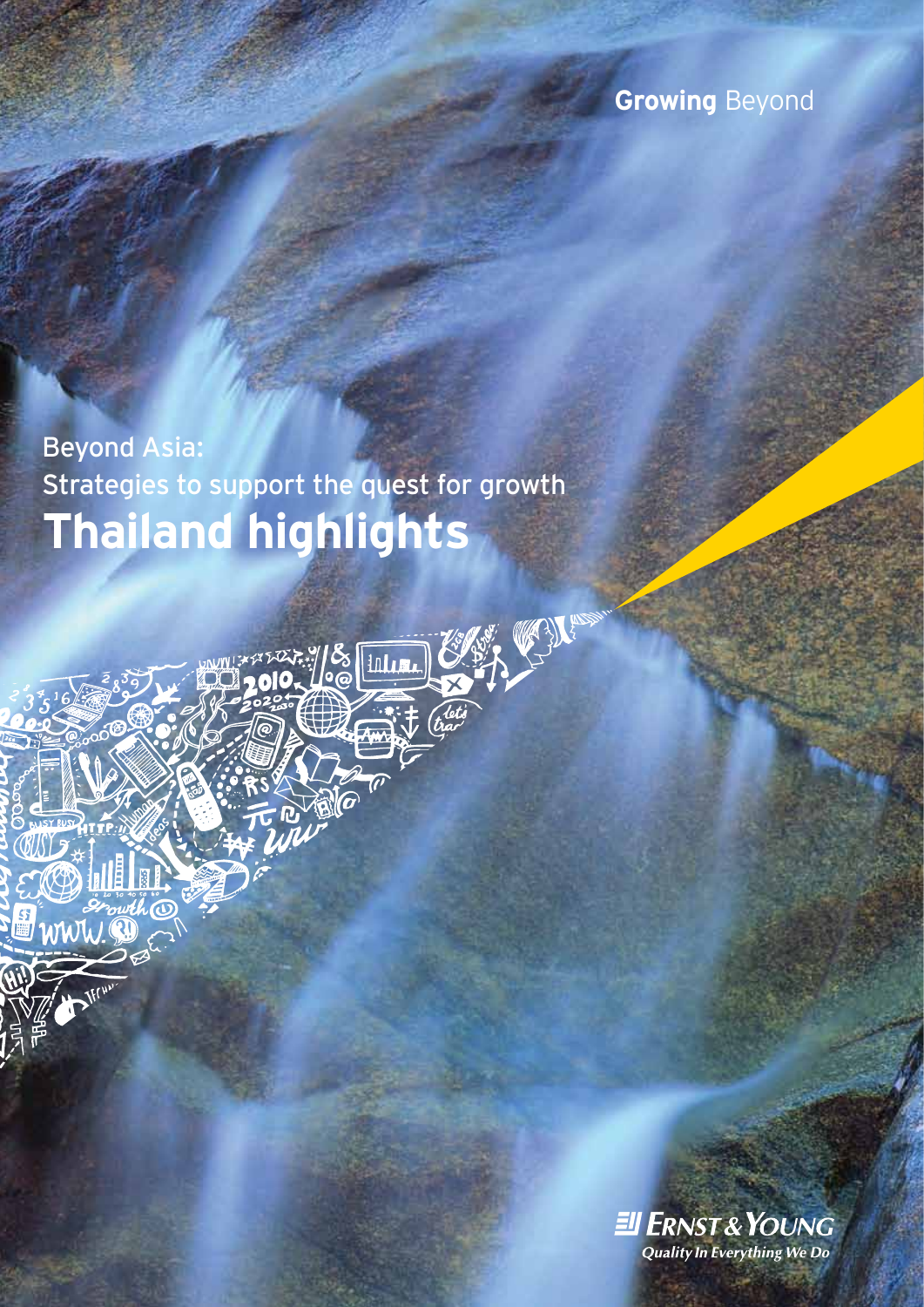Growing Beyond

Beyond Asia:
Strategies to support the quest for growth

# Thailand highlights

Ernst & Young
*Quality In Everything We Do*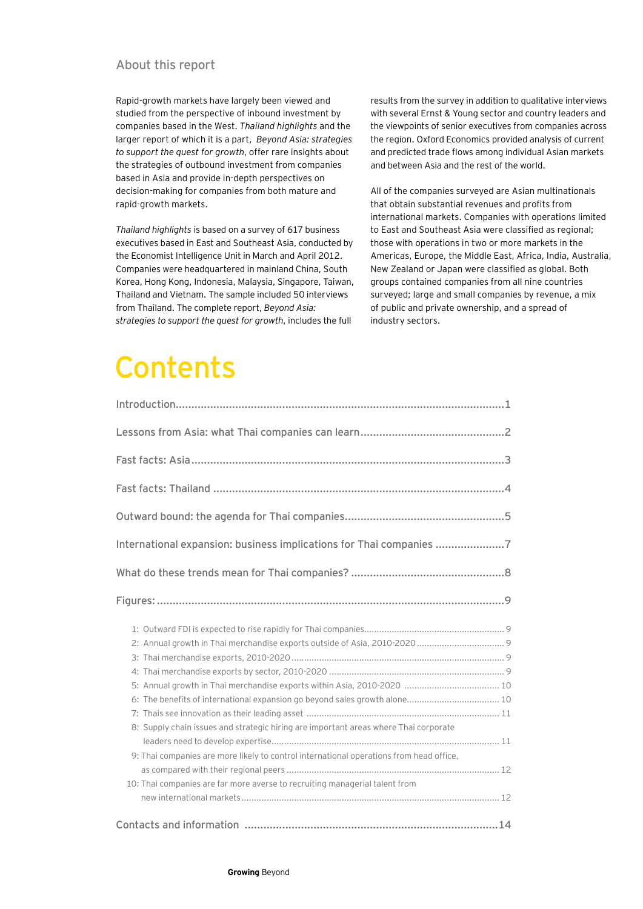## About this report

Rapid-growth markets have largely been viewed and studied from the perspective of inbound investment by companies based in the West. *Thailand highlights* and the larger report of which it is a part, *Beyond Asia: strategies to support the quest for growth*, offer rare insights about the strategies of outbound investment from companies based in Asia and provide in-depth perspectives on decision-making for companies from both mature and rapid-growth markets.

*Thailand highlights* is based on a survey of 617 business executives based in East and Southeast Asia, conducted by the Economist Intelligence Unit in March and April 2012. Companies were headquartered in mainland China, South Korea, Hong Kong, Indonesia, Malaysia, Singapore, Taiwan, Thailand and Vietnam. The sample included 50 interviews from Thailand. The complete report, *Beyond Asia: strategies to support the quest for growth*, includes the full results from the survey in addition to qualitative interviews with several Ernst & Young sector and country leaders and the viewpoints of senior executives from companies across the region. Oxford Economics provided analysis of current and predicted trade flows among individual Asian markets and between Asia and the rest of the world.

All of the companies surveyed are Asian multinationals that obtain substantial revenues and profits from international markets. Companies with operations limited to East and Southeast Asia were classified as regional; those with operations in two or more markets in the Americas, Europe, the Middle East, Africa, India, Australia, New Zealand or Japan were classified as global. Both groups contained companies from all nine countries surveyed; large and small companies by revenue, a mix of public and private ownership, and a spread of industry sectors.

# Contents

Introduction ........ 1

Lessons from Asia: what Thai companies can learn ........ 2

Fast facts: Asia ........ 3

Fast facts: Thailand ........ 4

Outward bound: the agenda for Thai companies ........ 5

International expansion: business implications for Thai companies ........ 7

What do these trends mean for Thai companies? ........ 8

Figures: ........ 9

- 1: Outward FDI is expected to rise rapidly for Thai companies ........ 9
- 2: Annual growth in Thai merchandise exports outside of Asia, 2010-2020 ........ 9
- 3: Thai merchandise exports, 2010-2020 ........ 9
- 4: Thai merchandise exports by sector, 2010-2020 ........ 9
- 5: Annual growth in Thai merchandise exports within Asia, 2010-2020 ........ 10
- 6: The benefits of international expansion go beyond sales growth alone ........ 10
- 7: Thais see innovation as their leading asset ........ 11
- 8: Supply chain issues and strategic hiring are important areas where Thai corporate leaders need to develop expertise ........ 11
- 9: Thai companies are more likely to control international operations from head office, as compared with their regional peers ........ 12
- 10: Thai companies are far more averse to recruiting managerial talent from new international markets ........ 12

Contacts and information ........ 14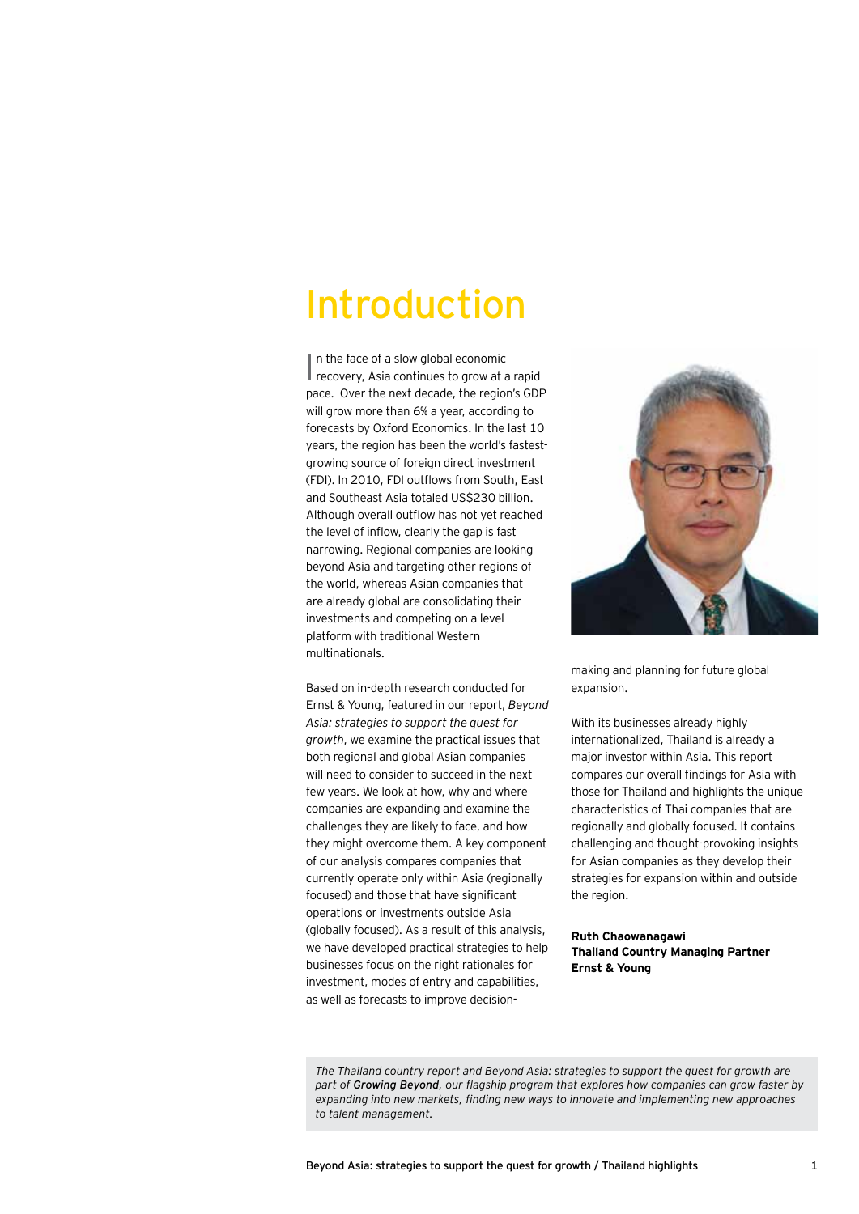# Introduction

In the face of a slow global economic recovery, Asia continues to grow at a rapid pace. Over the next decade, the region's GDP will grow more than 6% a year, according to forecasts by Oxford Economics. In the last 10 years, the region has been the world's fastest-growing source of foreign direct investment (FDI). In 2010, FDI outflows from South, East and Southeast Asia totaled US$230 billion. Although overall outflow has not yet reached the level of inflow, clearly the gap is fast narrowing. Regional companies are looking beyond Asia and targeting other regions of the world, whereas Asian companies that are already global are consolidating their investments and competing on a level platform with traditional Western multinationals.

Based on in-depth research conducted for Ernst & Young, featured in our report, *Beyond Asia: strategies to support the quest for growth*, we examine the practical issues that both regional and global Asian companies will need to consider to succeed in the next few years. We look at how, why and where companies are expanding and examine the challenges they are likely to face, and how they might overcome them. A key component of our analysis compares companies that currently operate only within Asia (regionally focused) and those that have significant operations or investments outside Asia (globally focused). As a result of this analysis, we have developed practical strategies to help businesses focus on the right rationales for investment, modes of entry and capabilities, as well as forecasts to improve decision-making and planning for future global expansion.

With its businesses already highly internationalized, Thailand is already a major investor within Asia. This report compares our overall findings for Asia with those for Thailand and highlights the unique characteristics of Thai companies that are regionally and globally focused. It contains challenging and thought-provoking insights for Asian companies as they develop their strategies for expansion within and outside the region.

**Ruth Chaowanagawi**
**Thailand Country Managing Partner**
**Ernst & Young**

*The Thailand country report and Beyond Asia: strategies to support the quest for growth are part of* ***Growing Beyond****, our flagship program that explores how companies can grow faster by expanding into new markets, finding new ways to innovate and implementing new approaches to talent management.*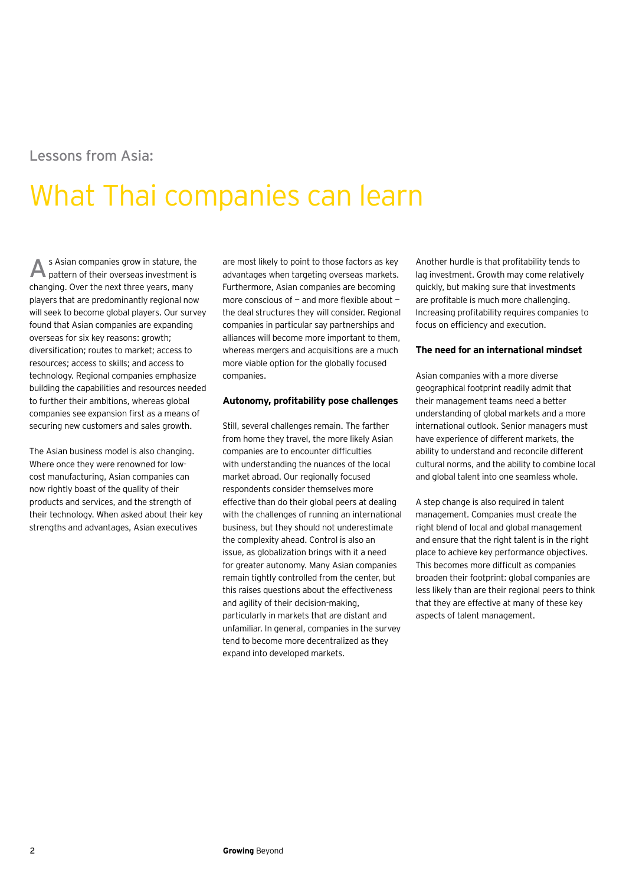Lessons from Asia:

# What Thai companies can learn

As Asian companies grow in stature, the pattern of their overseas investment is changing. Over the next three years, many players that are predominantly regional now will seek to become global players. Our survey found that Asian companies are expanding overseas for six key reasons: growth; diversification; routes to market; access to resources; access to skills; and access to technology. Regional companies emphasize building the capabilities and resources needed to further their ambitions, whereas global companies see expansion first as a means of securing new customers and sales growth.

The Asian business model is also changing. Where once they were renowned for low-cost manufacturing, Asian companies can now rightly boast of the quality of their products and services, and the strength of their technology. When asked about their key strengths and advantages, Asian executives are most likely to point to those factors as key advantages when targeting overseas markets. Furthermore, Asian companies are becoming more conscious of — and more flexible about — the deal structures they will consider. Regional companies in particular say partnerships and alliances will become more important to them, whereas mergers and acquisitions are a much more viable option for the globally focused companies.

**Autonomy, profitability pose challenges**

Still, several challenges remain. The farther from home they travel, the more likely Asian companies are to encounter difficulties with understanding the nuances of the local market abroad. Our regionally focused respondents consider themselves more effective than do their global peers at dealing with the challenges of running an international business, but they should not underestimate the complexity ahead. Control is also an issue, as globalization brings with it a need for greater autonomy. Many Asian companies remain tightly controlled from the center, but this raises questions about the effectiveness and agility of their decision-making, particularly in markets that are distant and unfamiliar. In general, companies in the survey tend to become more decentralized as they expand into developed markets.

Another hurdle is that profitability tends to lag investment. Growth may come relatively quickly, but making sure that investments are profitable is much more challenging. Increasing profitability requires companies to focus on efficiency and execution.

**The need for an international mindset**

Asian companies with a more diverse geographical footprint readily admit that their management teams need a better understanding of global markets and a more international outlook. Senior managers must have experience of different markets, the ability to understand and reconcile different cultural norms, and the ability to combine local and global talent into one seamless whole.

A step change is also required in talent management. Companies must create the right blend of local and global management and ensure that the right talent is in the right place to achieve key performance objectives. This becomes more difficult as companies broaden their footprint: global companies are less likely than are their regional peers to think that they are effective at many of these key aspects of talent management.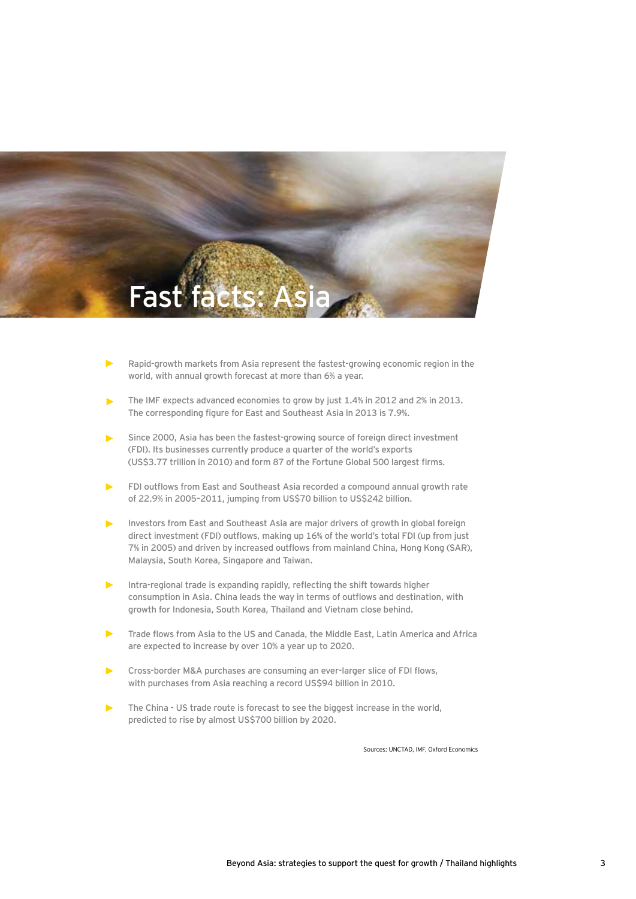# Fast facts: Asia

- Rapid-growth markets from Asia represent the fastest-growing economic region in the world, with annual growth forecast at more than 6% a year.
- The IMF expects advanced economies to grow by just 1.4% in 2012 and 2% in 2013. The corresponding figure for East and Southeast Asia in 2013 is 7.9%.
- Since 2000, Asia has been the fastest-growing source of foreign direct investment (FDI). Its businesses currently produce a quarter of the world's exports (US$3.77 trillion in 2010) and form 87 of the Fortune Global 500 largest firms.
- FDI outflows from East and Southeast Asia recorded a compound annual growth rate of 22.9% in 2005–2011, jumping from US$70 billion to US$242 billion.
- Investors from East and Southeast Asia are major drivers of growth in global foreign direct investment (FDI) outflows, making up 16% of the world's total FDI (up from just 7% in 2005) and driven by increased outflows from mainland China, Hong Kong (SAR), Malaysia, South Korea, Singapore and Taiwan.
- Intra-regional trade is expanding rapidly, reflecting the shift towards higher consumption in Asia. China leads the way in terms of outflows and destination, with growth for Indonesia, South Korea, Thailand and Vietnam close behind.
- Trade flows from Asia to the US and Canada, the Middle East, Latin America and Africa are expected to increase by over 10% a year up to 2020.
- Cross-border M&A purchases are consuming an ever-larger slice of FDI flows, with purchases from Asia reaching a record US$94 billion in 2010.
- The China - US trade route is forecast to see the biggest increase in the world, predicted to rise by almost US$700 billion by 2020.

Sources: UNCTAD, IMF, Oxford Economics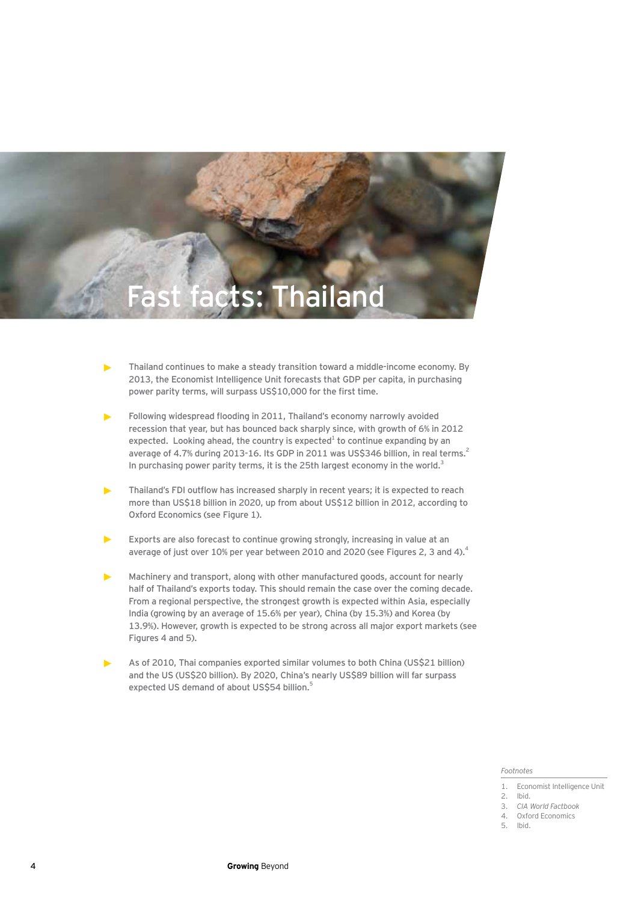# Fast facts: Thailand

- Thailand continues to make a steady transition toward a middle-income economy. By 2013, the Economist Intelligence Unit forecasts that GDP per capita, in purchasing power parity terms, will surpass US$10,000 for the first time.
- Following widespread flooding in 2011, Thailand's economy narrowly avoided recession that year, but has bounced back sharply since, with growth of 6% in 2012 expected. Looking ahead, the country is expected[1] to continue expanding by an average of 4.7% during 2013-16. Its GDP in 2011 was US$346 billion, in real terms.[2] In purchasing power parity terms, it is the 25th largest economy in the world.[3]
- Thailand's FDI outflow has increased sharply in recent years; it is expected to reach more than US$18 billion in 2020, up from about US$12 billion in 2012, according to Oxford Economics (see Figure 1).
- Exports are also forecast to continue growing strongly, increasing in value at an average of just over 10% per year between 2010 and 2020 (see Figures 2, 3 and 4).[4]
- Machinery and transport, along with other manufactured goods, account for nearly half of Thailand's exports today. This should remain the case over the coming decade. From a regional perspective, the strongest growth is expected within Asia, especially India (growing by an average of 15.6% per year), China (by 15.3%) and Korea (by 13.9%). However, growth is expected to be strong across all major export markets (see Figures 4 and 5).
- As of 2010, Thai companies exported similar volumes to both China (US$21 billion) and the US (US$20 billion). By 2020, China's nearly US$89 billion will far surpass expected US demand of about US$54 billion.[5]

*Footnotes*

1. Economist Intelligence Unit
2. Ibid.
3. *CIA World Factbook*
4. Oxford Economics
5. Ibid.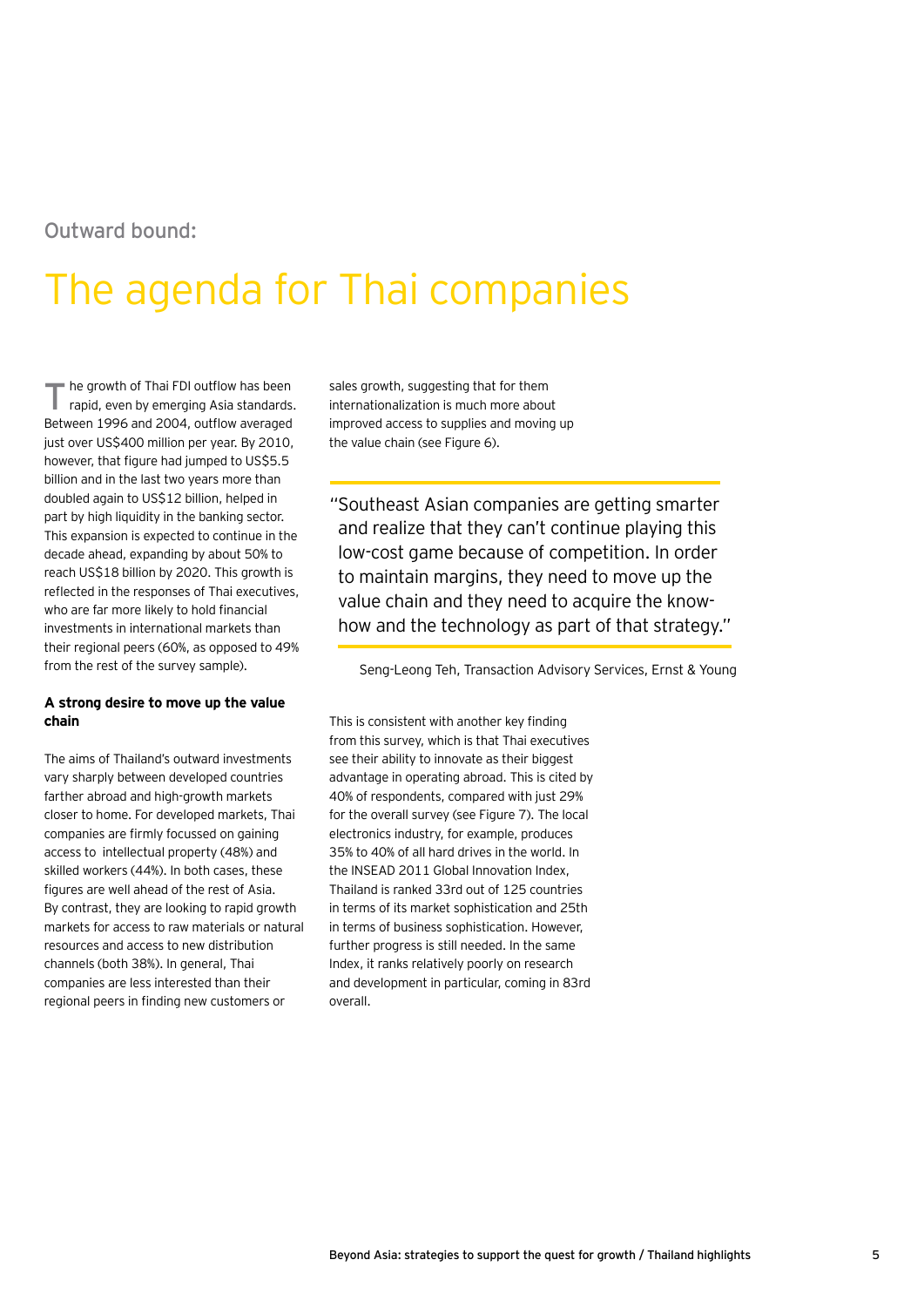Outward bound:

# The agenda for Thai companies

The growth of Thai FDI outflow has been rapid, even by emerging Asia standards. Between 1996 and 2004, outflow averaged just over US$400 million per year. By 2010, however, that figure had jumped to US$5.5 billion and in the last two years more than doubled again to US$12 billion, helped in part by high liquidity in the banking sector. This expansion is expected to continue in the decade ahead, expanding by about 50% to reach US$18 billion by 2020. This growth is reflected in the responses of Thai executives, who are far more likely to hold financial investments in international markets than their regional peers (60%, as opposed to 49% from the rest of the survey sample).

### A strong desire to move up the value chain

The aims of Thailand's outward investments vary sharply between developed countries farther abroad and high-growth markets closer to home. For developed markets, Thai companies are firmly focussed on gaining access to intellectual property (48%) and skilled workers (44%). In both cases, these figures are well ahead of the rest of Asia. By contrast, they are looking to rapid growth markets for access to raw materials or natural resources and access to new distribution channels (both 38%). In general, Thai companies are less interested than their regional peers in finding new customers or sales growth, suggesting that for them internationalization is much more about improved access to supplies and moving up the value chain (see Figure 6).

> "Southeast Asian companies are getting smarter and realize that they can't continue playing this low-cost game because of competition. In order to maintain margins, they need to move up the value chain and they need to acquire the know-how and the technology as part of that strategy."
>
> Seng-Leong Teh, Transaction Advisory Services, Ernst & Young

This is consistent with another key finding from this survey, which is that Thai executives see their ability to innovate as their biggest advantage in operating abroad. This is cited by 40% of respondents, compared with just 29% for the overall survey (see Figure 7). The local electronics industry, for example, produces 35% to 40% of all hard drives in the world. In the INSEAD 2011 Global Innovation Index, Thailand is ranked 33rd out of 125 countries in terms of its market sophistication and 25th in terms of business sophistication. However, further progress is still needed. In the same Index, it ranks relatively poorly on research and development in particular, coming in 83rd overall.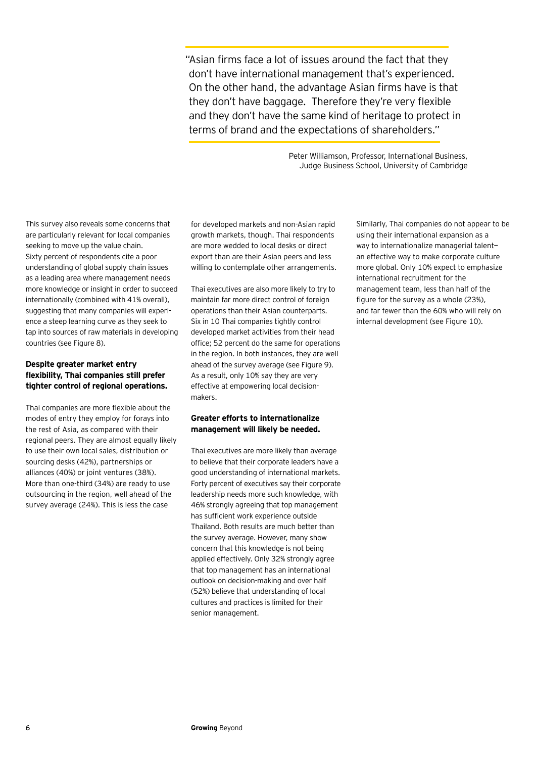> "Asian firms face a lot of issues around the fact that they don't have international management that's experienced. On the other hand, the advantage Asian firms have is that they don't have baggage. Therefore they're very flexible and they don't have the same kind of heritage to protect in terms of brand and the expectations of shareholders."
>
> Peter Williamson, Professor, International Business, Judge Business School, University of Cambridge

This survey also reveals some concerns that are particularly relevant for local companies seeking to move up the value chain. Sixty percent of respondents cite a poor understanding of global supply chain issues as a leading area where management needs more knowledge or insight in order to succeed internationally (combined with 41% overall), suggesting that many companies will experience a steep learning curve as they seek to tap into sources of raw materials in developing countries (see Figure 8).

**Despite greater market entry flexibility, Thai companies still prefer tighter control of regional operations.**

Thai companies are more flexible about the modes of entry they employ for forays into the rest of Asia, as compared with their regional peers. They are almost equally likely to use their own local sales, distribution or sourcing desks (42%), partnerships or alliances (40%) or joint ventures (38%). More than one-third (34%) are ready to use outsourcing in the region, well ahead of the survey average (24%). This is less the case for developed markets and non-Asian rapid growth markets, though. Thai respondents are more wedded to local desks or direct export than are their Asian peers and less willing to contemplate other arrangements.

Thai executives are also more likely to try to maintain far more direct control of foreign operations than their Asian counterparts. Six in 10 Thai companies tightly control developed market activities from their head office; 52 percent do the same for operations in the region. In both instances, they are well ahead of the survey average (see Figure 9). As a result, only 10% say they are very effective at empowering local decision-makers.

**Greater efforts to internationalize management will likely be needed.**

Thai executives are more likely than average to believe that their corporate leaders have a good understanding of international markets. Forty percent of executives say their corporate leadership needs more such knowledge, with 46% strongly agreeing that top management has sufficient work experience outside Thailand. Both results are much better than the survey average. However, many show concern that this knowledge is not being applied effectively. Only 32% strongly agree that top management has an international outlook on decision-making and over half (52%) believe that understanding of local cultures and practices is limited for their senior management.

Similarly, Thai companies do not appear to be using their international expansion as a way to internationalize managerial talent—an effective way to make corporate culture more global. Only 10% expect to emphasize international recruitment for the management team, less than half of the figure for the survey as a whole (23%), and far fewer than the 60% who will rely on internal development (see Figure 10).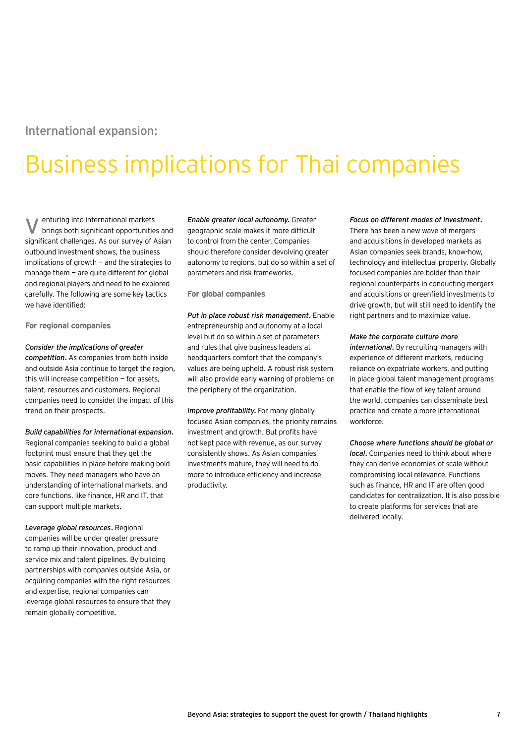International expansion:

# Business implications for Thai companies

Venturing into international markets brings both significant opportunities and significant challenges. As our survey of Asian outbound investment shows, the business implications of growth — and the strategies to manage them — are quite different for global and regional players and need to be explored carefully. The following are some key tactics we have identified:

## For regional companies

***Consider the implications of greater competition.*** As companies from both inside and outside Asia continue to target the region, this will increase competition — for assets, talent, resources and customers. Regional companies need to consider the impact of this trend on their prospects.

***Build capabilities for international expansion.*** Regional companies seeking to build a global footprint must ensure that they get the basic capabilities in place before making bold moves. They need managers who have an understanding of international markets, and core functions, like finance, HR and IT, that can support multiple markets.

***Leverage global resources.*** Regional companies will be under greater pressure to ramp up their innovation, product and service mix and talent pipelines. By building partnerships with companies outside Asia, or acquiring companies with the right resources and expertise, regional companies can leverage global resources to ensure that they remain globally competitive.

***Enable greater local autonomy.*** Greater geographic scale makes it more difficult to control from the center. Companies should therefore consider devolving greater autonomy to regions, but do so within a set of parameters and risk frameworks.

## For global companies

***Put in place robust risk management.*** Enable entrepreneurship and autonomy at a local level but do so within a set of parameters and rules that give business leaders at headquarters comfort that the company's values are being upheld. A robust risk system will also provide early warning of problems on the periphery of the organization.

***Improve profitability.*** For many globally focused Asian companies, the priority remains investment and growth. But profits have not kept pace with revenue, as our survey consistently shows. As Asian companies' investments mature, they will need to do more to introduce efficiency and increase productivity.

***Focus on different modes of investment.*** There has been a new wave of mergers and acquisitions in developed markets as Asian companies seek brands, know-how, technology and intellectual property. Globally focused companies are bolder than their regional counterparts in conducting mergers and acquisitions or greenfield investments to drive growth, but will still need to identify the right partners and to maximize value.

***Make the corporate culture more international.*** By recruiting managers with experience of different markets, reducing reliance on expatriate workers, and putting in place global talent management programs that enable the flow of key talent around the world, companies can disseminate best practice and create a more international workforce.

***Choose where functions should be global or local.*** Companies need to think about where they can derive economies of scale without compromising local relevance. Functions such as finance, HR and IT are often good candidates for centralization. It is also possible to create platforms for services that are delivered locally.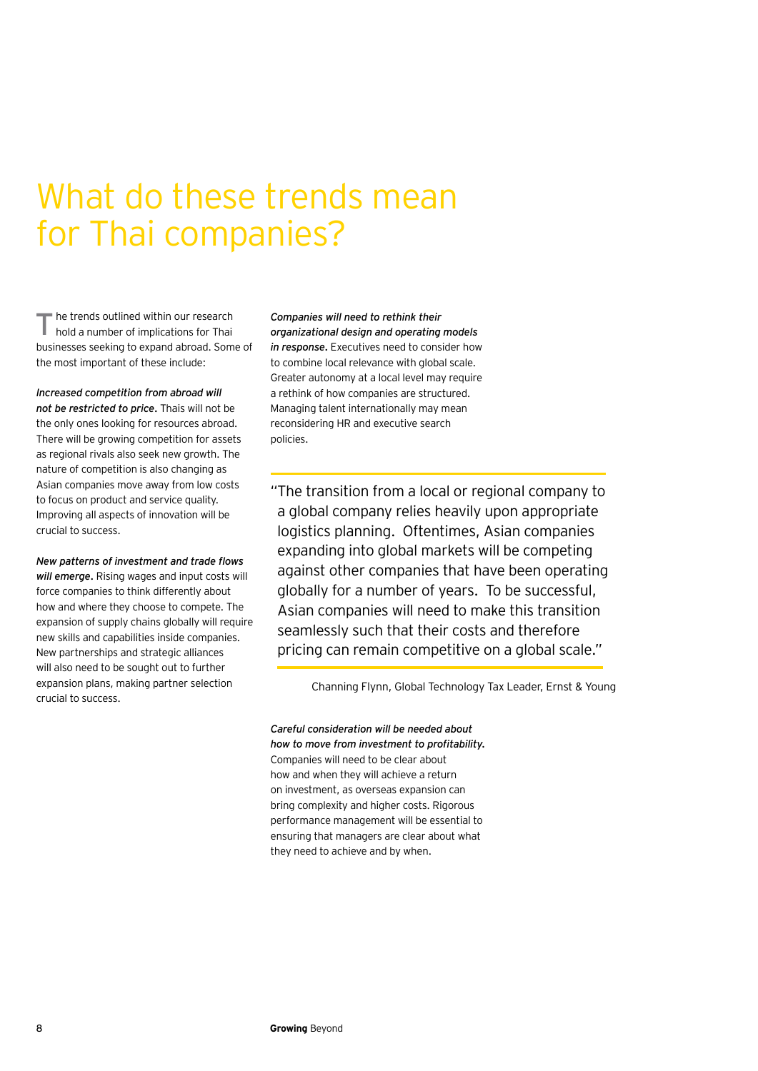# What do these trends mean for Thai companies?

The trends outlined within our research hold a number of implications for Thai businesses seeking to expand abroad. Some of the most important of these include:

***Increased competition from abroad will not be restricted to price.*** Thais will not be the only ones looking for resources abroad. There will be growing competition for assets as regional rivals also seek new growth. The nature of competition is also changing as Asian companies move away from low costs to focus on product and service quality. Improving all aspects of innovation will be crucial to success.

***New patterns of investment and trade flows will emerge.*** Rising wages and input costs will force companies to think differently about how and where they choose to compete. The expansion of supply chains globally will require new skills and capabilities inside companies. New partnerships and strategic alliances will also need to be sought out to further expansion plans, making partner selection crucial to success.

***Companies will need to rethink their organizational design and operating models in response.*** Executives need to consider how to combine local relevance with global scale. Greater autonomy at a local level may require a rethink of how companies are structured. Managing talent internationally may mean reconsidering HR and executive search policies.

> "The transition from a local or regional company to a global company relies heavily upon appropriate logistics planning. Oftentimes, Asian companies expanding into global markets will be competing against other companies that have been operating globally for a number of years. To be successful, Asian companies will need to make this transition seamlessly such that their costs and therefore pricing can remain competitive on a global scale."
>
> Channing Flynn, Global Technology Tax Leader, Ernst & Young

***Careful consideration will be needed about how to move from investment to profitability.*** Companies will need to be clear about how and when they will achieve a return on investment, as overseas expansion can bring complexity and higher costs. Rigorous performance management will be essential to ensuring that managers are clear about what they need to achieve and by when.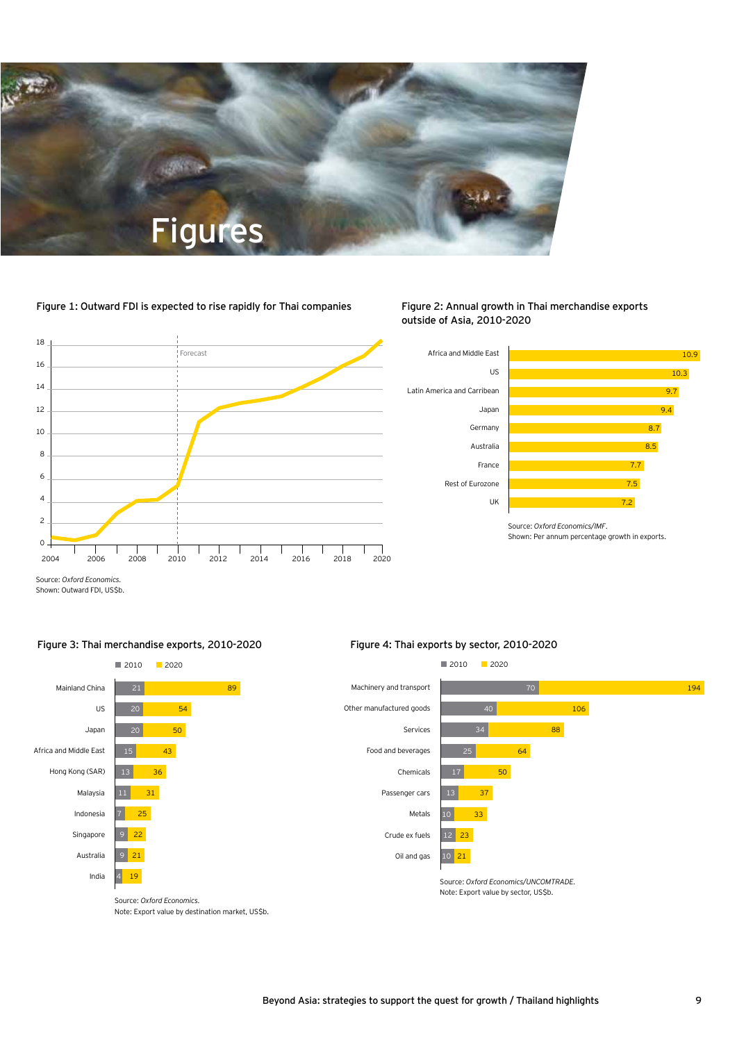# Figures

### Figure 1: Outward FDI is expected to rise rapidly for Thai companies

Source: *Oxford Economics.*
Shown: Outward FDI, US$b.

### Figure 2: Annual growth in Thai merchandise exports outside of Asia, 2010-2020

| Region | Growth |
|---|---|
| Africa and Middle East | 10.9 |
| US | 10.3 |
| Latin America and Carribean | 9.7 |
| Japan | 9.4 |
| Germany | 8.7 |
| Australia | 8.5 |
| France | 7.7 |
| Rest of Eurozone | 7.5 |
| UK | 7.2 |

Source: *Oxford Economics/IMF.*
Shown: Per annum percentage growth in exports.

### Figure 3: Thai merchandise exports, 2010-2020

| Destination | 2010 | 2020 |
|---|---|---|
| Mainland China | 21 | 89 |
| US | 20 | 54 |
| Japan | 20 | 50 |
| Africa and Middle East | 15 | 43 |
| Hong Kong (SAR) | 13 | 36 |
| Malaysia | 11 | 31 |
| Indonesia | 7 | 25 |
| Singapore | 9 | 22 |
| Australia | 9 | 21 |
| India | 4 | 19 |

Source: *Oxford Economics.*
Note: Export value by destination market, US$b.

### Figure 4: Thai exports by sector, 2010-2020

| Sector | 2010 | 2020 |
|---|---|---|
| Machinery and transport | 70 | 194 |
| Other manufactured goods | 40 | 106 |
| Services | 34 | 88 |
| Food and beverages | 25 | 64 |
| Chemicals | 17 | 50 |
| Passenger cars | 13 | 37 |
| Metals | 10 | 33 |
| Crude ex fuels | 12 | 23 |
| Oil and gas | 10 | 21 |

Source: *Oxford Economics/UNCOMTRADE.*
Note: Export value by sector, US$b.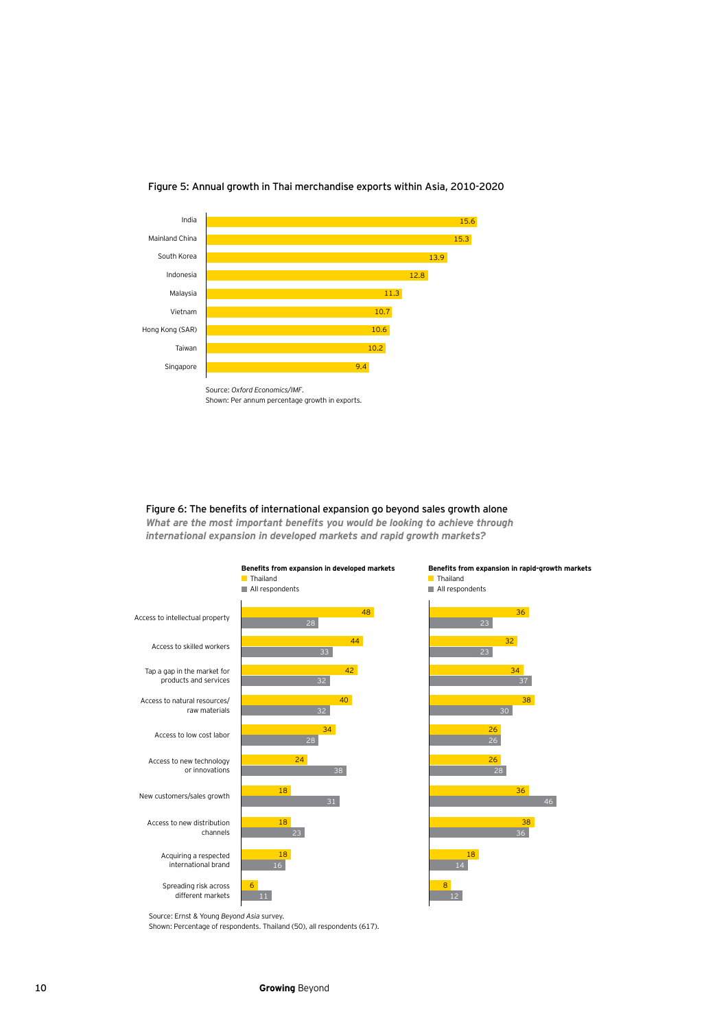### Figure 5: Annual growth in Thai merchandise exports within Asia, 2010-2020

| Market | Growth (%) |
| --- | --- |
| India | 15.6 |
| Mainland China | 15.3 |
| South Korea | 13.9 |
| Indonesia | 12.8 |
| Malaysia | 11.3 |
| Vietnam | 10.7 |
| Hong Kong (SAR) | 10.6 |
| Taiwan | 10.2 |
| Singapore | 9.4 |

Source: *Oxford Economics/IMF*.
Shown: Per annum percentage growth in exports.

### Figure 6: The benefits of international expansion go beyond sales growth alone

***What are the most important benefits you would be looking to achieve through international expansion in developed markets and rapid growth markets?***

| | Benefits from expansion in developed markets | | Benefits from expansion in rapid-growth markets | |
| --- | --- | --- | --- | --- |
| | Thailand | All respondents | Thailand | All respondents |
| Access to intellectual property | 48 | 28 | 36 | 23 |
| Access to skilled workers | 44 | 33 | 32 | 23 |
| Tap a gap in the market for products and services | 42 | 32 | 34 | 37 |
| Access to natural resources/ raw materials | 40 | 32 | 38 | 30 |
| Access to low cost labor | 34 | 28 | 26 | 26 |
| Access to new technology or innovations | 24 | 38 | 26 | 28 |
| New customers/sales growth | 18 | 31 | 36 | 46 |
| Access to new distribution channels | 18 | 23 | 38 | 36 |
| Acquiring a respected international brand | 18 | 16 | 18 | 14 |
| Spreading risk across different markets | 6 | 11 | 8 | 12 |

Source: Ernst & Young *Beyond Asia* survey.
Shown: Percentage of respondents. Thailand (50), all respondents (617).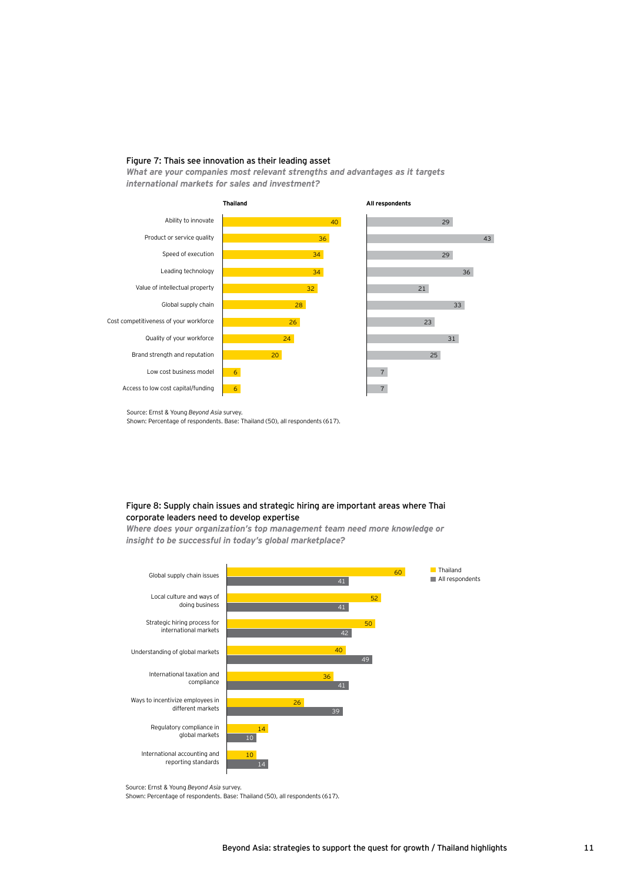Figure 7: Thais see innovation as their leading asset

***What are your companies most relevant strengths and advantages as it targets international markets for sales and investment?***

| | Thailand | All respondents |
|---|---|---|
| Ability to innovate | 40 | 29 |
| Product or service quality | 36 | 43 |
| Speed of execution | 34 | 29 |
| Leading technology | 34 | 36 |
| Value of intellectual property | 32 | 21 |
| Global supply chain | 28 | 33 |
| Cost competitiveness of your workforce | 26 | 23 |
| Quality of your workforce | 24 | 31 |
| Brand strength and reputation | 20 | 25 |
| Low cost business model | 6 | 7 |
| Access to low cost capital/funding | 6 | 7 |

Source: Ernst & Young *Beyond Asia* survey.
Shown: Percentage of respondents. Base: Thailand (50), all respondents (617).

Figure 8: Supply chain issues and strategic hiring are important areas where Thai corporate leaders need to develop expertise

***Where does your organization's top management team need more knowledge or insight to be successful in today's global marketplace?***

| | Thailand | All respondents |
|---|---|---|
| Global supply chain issues | 60 | 41 |
| Local culture and ways of doing business | 52 | 41 |
| Strategic hiring process for international markets | 50 | 42 |
| Understanding of global markets | 40 | 49 |
| International taxation and compliance | 36 | 41 |
| Ways to incentivize employees in different markets | 26 | 39 |
| Regulatory compliance in global markets | 14 | 10 |
| International accounting and reporting standards | 10 | 14 |

Source: Ernst & Young *Beyond Asia* survey.
Shown: Percentage of respondents. Base: Thailand (50), all respondents (617).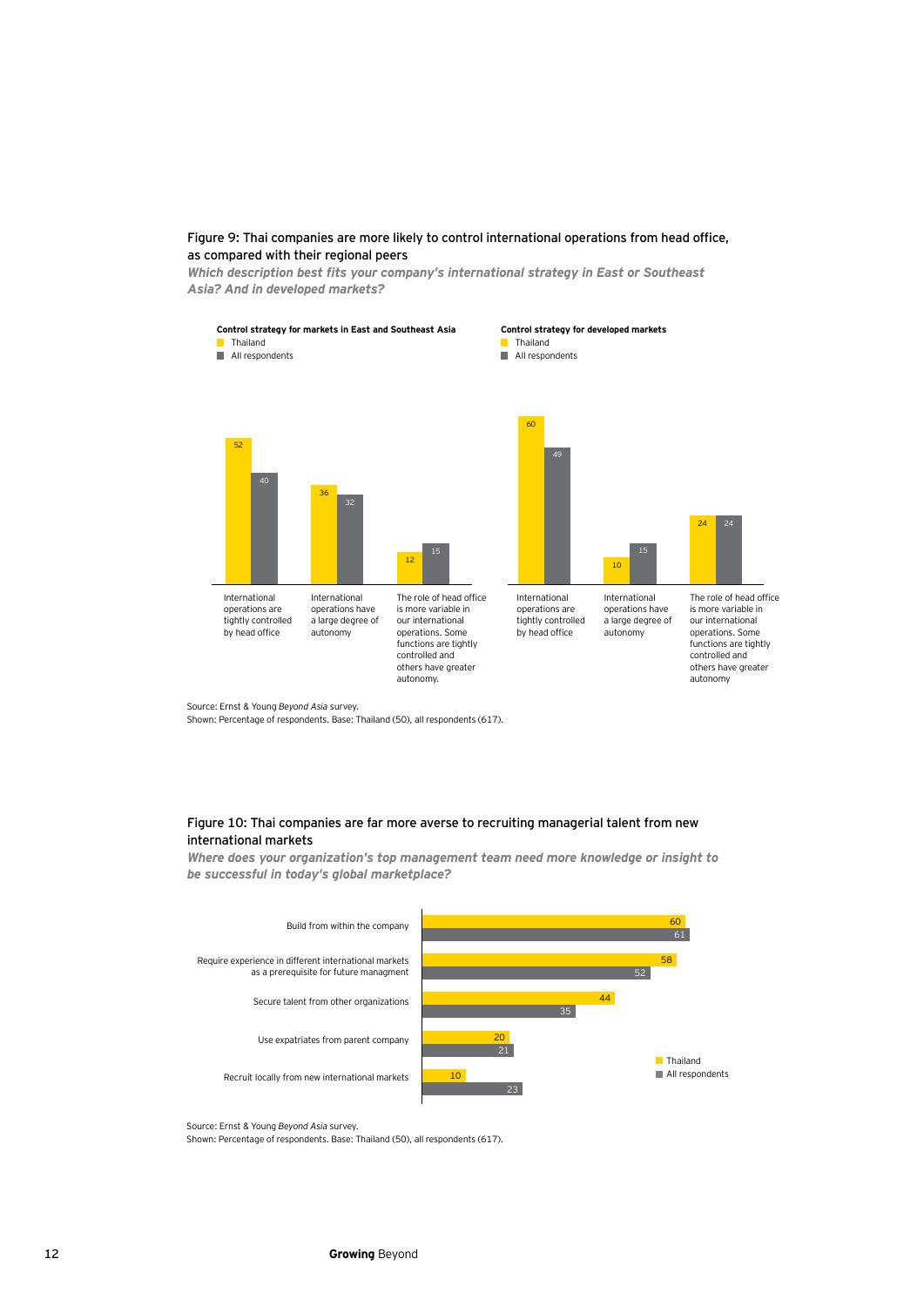Figure 9: Thai companies are more likely to control international operations from head office, as compared with their regional peers

***Which description best fits your company's international strategy in East or Southeast Asia? And in developed markets?***

**Control strategy for markets in East and Southeast Asia**

| | Thailand | All respondents |
|---|---|---|
| International operations are tightly controlled by head office | 52 | 40 |
| International operations have a large degree of autonomy | 36 | 32 |
| The role of head office is more variable in our international operations. Some functions are tightly controlled and others have greater autonomy. | 12 | 15 |

**Control strategy for developed markets**

| | Thailand | All respondents |
|---|---|---|
| International operations are tightly controlled by head office | 60 | 49 |
| International operations have a large degree of autonomy | 10 | 15 |
| The role of head office is more variable in our international operations. Some functions are tightly controlled and others have greater autonomy | 24 | 24 |

Source: Ernst & Young *Beyond Asia* survey.
Shown: Percentage of respondents. Base: Thailand (50), all respondents (617).

Figure 10: Thai companies are far more averse to recruiting managerial talent from new international markets

***Where does your organization's top management team need more knowledge or insight to be successful in today's global marketplace?***

| | Thailand | All respondents |
|---|---|---|
| Build from within the company | 60 | 61 |
| Require experience in different international markets as a prerequisite for future managment | 58 | 52 |
| Secure talent from other organizations | 44 | 35 |
| Use expatriates from parent company | 20 | 21 |
| Recruit locally from new international markets | 10 | 23 |

Source: Ernst & Young *Beyond Asia* survey.
Shown: Percentage of respondents. Base: Thailand (50), all respondents (617).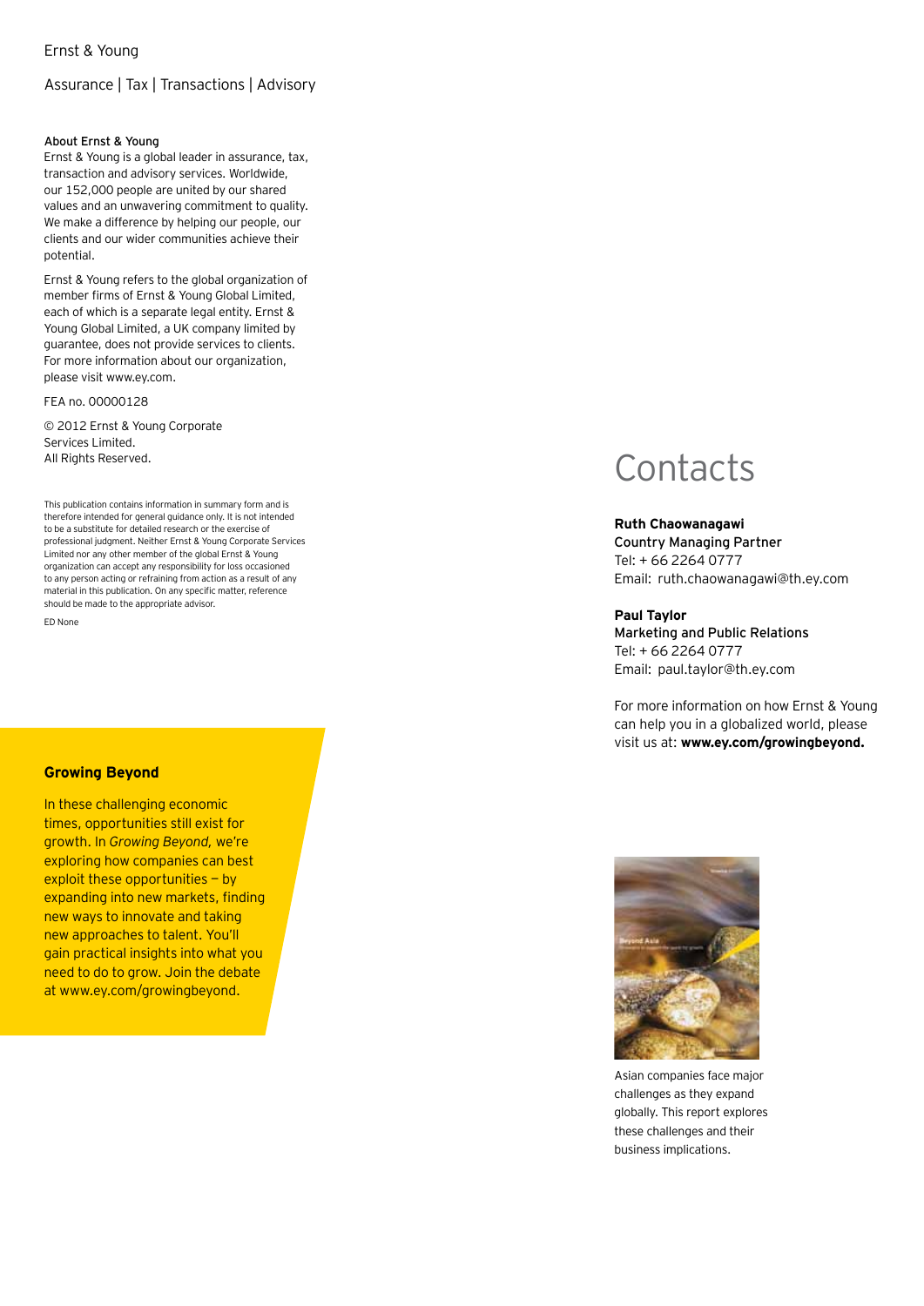Ernst & Young

Assurance | Tax | Transactions | Advisory

**About Ernst & Young**

Ernst & Young is a global leader in assurance, tax, transaction and advisory services. Worldwide, our 152,000 people are united by our shared values and an unwavering commitment to quality. We make a difference by helping our people, our clients and our wider communities achieve their potential.

Ernst & Young refers to the global organization of member firms of Ernst & Young Global Limited, each of which is a separate legal entity. Ernst & Young Global Limited, a UK company limited by guarantee, does not provide services to clients. For more information about our organization, please visit www.ey.com.

FEA no. 00000128

© 2012 Ernst & Young Corporate Services Limited.
All Rights Reserved.

This publication contains information in summary form and is therefore intended for general guidance only. It is not intended to be a substitute for detailed research or the exercise of professional judgment. Neither Ernst & Young Corporate Services Limited nor any other member of the global Ernst & Young organization can accept any responsibility for loss occasioned to any person acting or refraining from action as a result of any material in this publication. On any specific matter, reference should be made to the appropriate advisor.

ED None

**Growing Beyond**

In these challenging economic times, opportunities still exist for growth. In *Growing Beyond,* we're exploring how companies can best exploit these opportunities — by expanding into new markets, finding new ways to innovate and taking new approaches to talent. You'll gain practical insights into what you need to do to grow. Join the debate at www.ey.com/growingbeyond.

# Contacts

**Ruth Chaowanagawi**
Country Managing Partner
Tel: + 66 2264 0777
Email: ruth.chaowanagawi@th.ey.com

**Paul Taylor**
Marketing and Public Relations
Tel: + 66 2264 0777
Email: paul.taylor@th.ey.com

For more information on how Ernst & Young can help you in a globalized world, please visit us at: **www.ey.com/growingbeyond.**

Asian companies face major challenges as they expand globally. This report explores these challenges and their business implications.